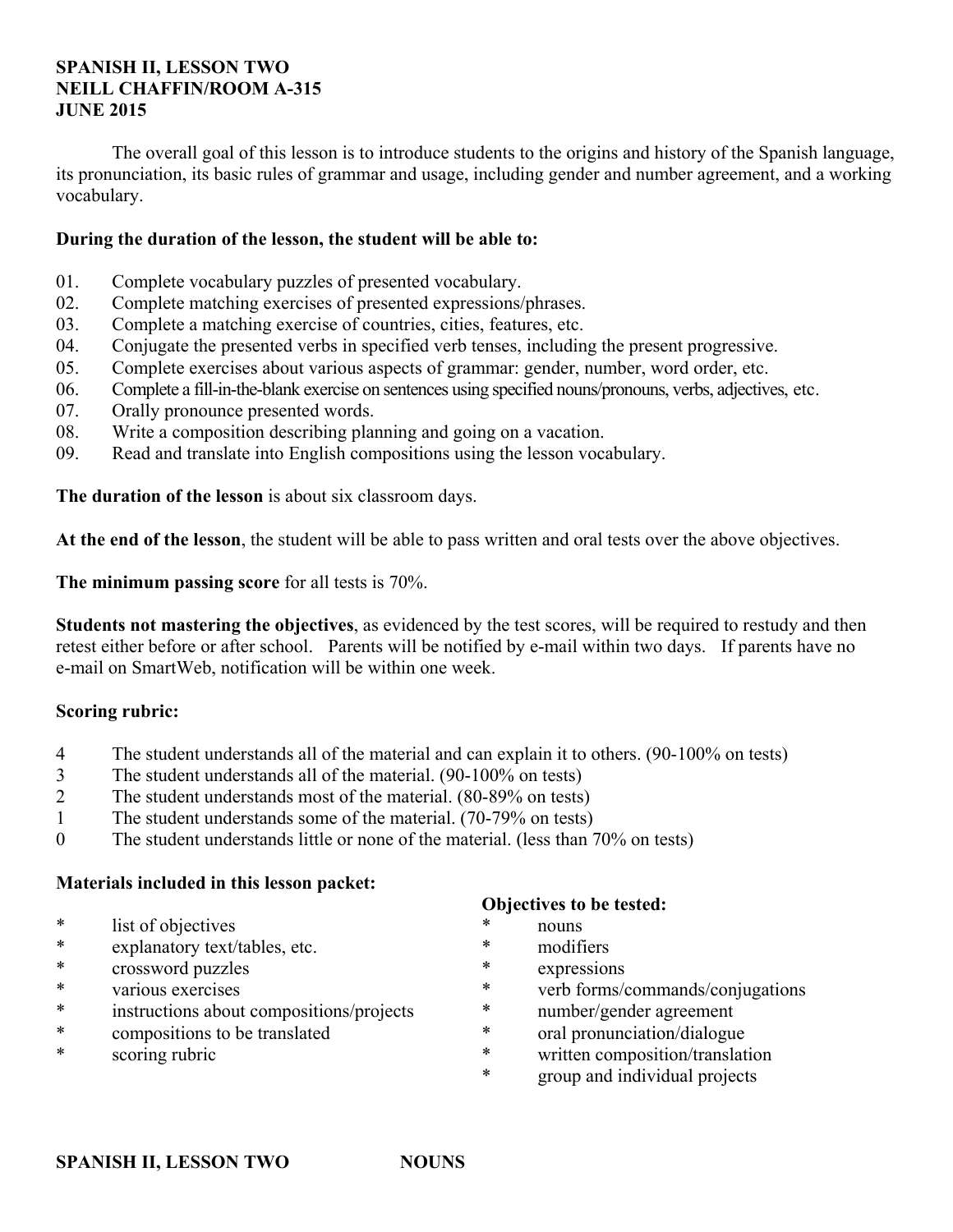**SPANISH II, LESSON TWO**
**NEILL CHAFFIN/ROOM A-315**
**JUNE 2015**

The overall goal of this lesson is to introduce students to the origins and history of the Spanish language, its pronunciation, its basic rules of grammar and usage, including gender and number agreement, and a working vocabulary.

**During the duration of the lesson, the student will be able to:**

01. Complete vocabulary puzzles of presented vocabulary.
02. Complete matching exercises of presented expressions/phrases.
03. Complete a matching exercise of countries, cities, features, etc.
04. Conjugate the presented verbs in specified verb tenses, including the present progressive.
05. Complete exercises about various aspects of grammar: gender, number, word order, etc.
06. Complete a fill-in-the-blank exercise on sentences using specified nouns/pronouns, verbs, adjectives, etc.
07. Orally pronounce presented words.
08. Write a composition describing planning and going on a vacation.
09. Read and translate into English compositions using the lesson vocabulary.

**The duration of the lesson** is about six classroom days.

**At the end of the lesson**, the student will be able to pass written and oral tests over the above objectives.

**The minimum passing score** for all tests is 70%.

**Students not mastering the objectives**, as evidenced by the test scores, will be required to restudy and then retest either before or after school. Parents will be notified by e-mail within two days. If parents have no e-mail on SmartWeb, notification will be within one week.

**Scoring rubric:**

4 The student understands all of the material and can explain it to others. (90-100% on tests)
3 The student understands all of the material. (90-100% on tests)
2 The student understands most of the material. (80-89% on tests)
1 The student understands some of the material. (70-79% on tests)
0 The student understands little or none of the material. (less than 70% on tests)

**Materials included in this lesson packet:**

* list of objectives
* explanatory text/tables, etc.
* crossword puzzles
* various exercises
* instructions about compositions/projects
* compositions to be translated
* scoring rubric

**Objectives to be tested:**

* nouns
* modifiers
* expressions
* verb forms/commands/conjugations
* number/gender agreement
* oral pronunciation/dialogue
* written composition/translation
* group and individual projects

**SPANISH II, LESSON TWO NOUNS**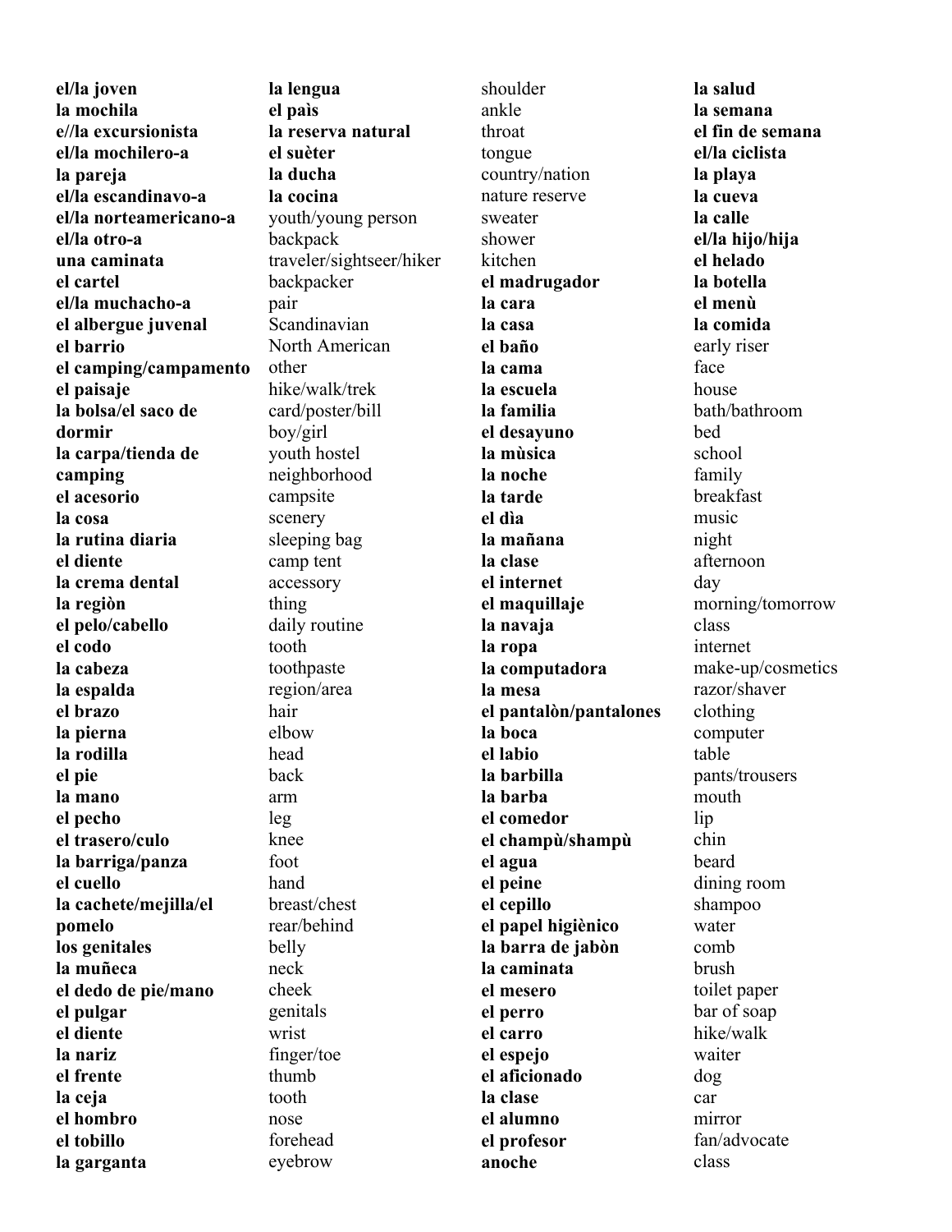**el/la joven**
**la mochila**
**e//la excursionista**
**el/la mochilero-a**
**la pareja**
**el/la escandinavo-a**
**el/la norteamericano-a**
**el/la otro-a**
**una caminata**
**el cartel**
**el/la muchacho-a**
**el albergue juvenal**
**el barrio**
**el camping/campamento**
**el paisaje**
**la bolsa/el saco de dormir**
**la carpa/tienda de camping**
**el acesorio**
**la cosa**
**la rutina diaria**
**el diente**
**la crema dental**
**la regiòn**
**el pelo/cabello**
**el codo**
**la cabeza**
**la espalda**
**el brazo**
**la pierna**
**la rodilla**
**el pie**
**la mano**
**el pecho**
**el trasero/culo**
**la barriga/panza**
**el cuello**
**la cachete/mejilla/el pomelo**
**los genitales**
**la muñeca**
**el dedo de pie/mano**
**el pulgar**
**el diente**
**la nariz**
**el frente**
**la ceja**
**el hombro**
**el tobillo**
**la garganta**
**la lengua**
**el paìs**
**la reserva natural**
**el suèter**
**la ducha**
**la cocina**

youth/young person
backpack
traveler/sightseer/hiker
backpacker
pair
Scandinavian
North American
other
hike/walk/trek
card/poster/bill
boy/girl
youth hostel
neighborhood
campsite
scenery
sleeping bag
camp tent
accessory
thing
daily routine
tooth
toothpaste
region/area
hair
elbow
head
back
arm
leg
knee
foot
hand
breast/chest
rear/behind
belly
neck
cheek
genitals
wrist
finger/toe
thumb
tooth
nose
forehead
eyebrow
shoulder
ankle
throat
tongue
country/nation
nature reserve
sweater
shower
kitchen

**el madrugador**
**la cara**
**la casa**
**el baño**
**la cama**
**la escuela**
**la familia**
**el desayuno**
**la mùsica**
**la noche**
**la tarde**
**el dìa**
**la mañana**
**la clase**
**el internet**
**el maquillaje**
**la navaja**
**la ropa**
**la computadora**
**la mesa**
**el pantalòn/pantalones**
**la boca**
**el labio**
**la barbilla**
**la barba**
**el comedor**
**el champù/shampù**
**el agua**
**el peine**
**el cepillo**
**el papel higiènico**
**la barra de jabòn**
**la caminata**
**el mesero**
**el perro**
**el carro**
**el espejo**
**el aficionado**
**la clase**
**el alumno**
**el profesor**
**anoche**
**la salud**
**la semana**
**el fin de semana**
**el/la ciclista**
**la playa**
**la cueva**
**la calle**
**el/la hijo/hija**
**el helado**
**la botella**
**el menù**
**la comida**

early riser
face
house
bath/bathroom
bed
school
family
breakfast
music
night
afternoon
day
morning/tomorrow
class
internet
make-up/cosmetics
razor/shaver
clothing
computer
table
pants/trousers
mouth
lip
chin
beard
dining room
shampoo
water
comb
brush
toilet paper
bar of soap
hike/walk
waiter
dog
car
mirror
fan/advocate
class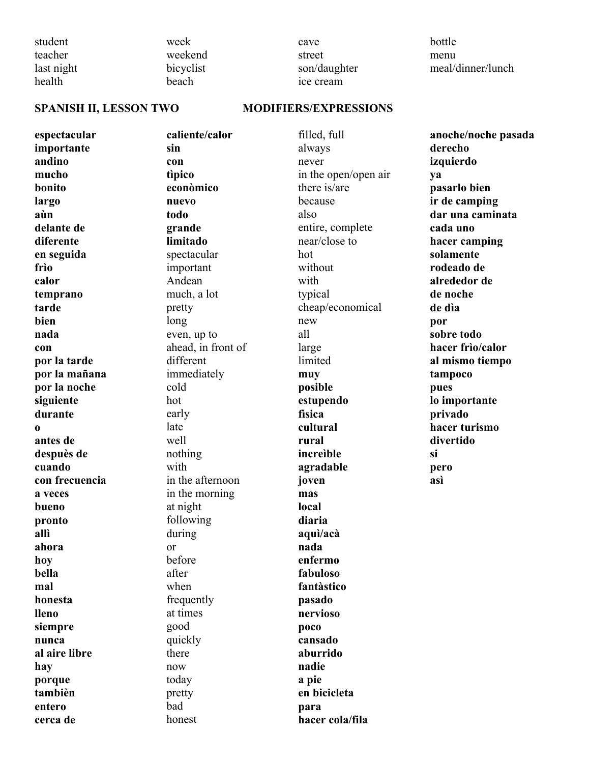| | | | |
|---|---|---|---|
| student | week | cave | bottle |
| teacher | weekend | street | menu |
| last night | bicyclist | son/daughter | meal/dinner/lunch |
| health | beach | ice cream | |

**SPANISH II, LESSON TWO MODIFIERS/EXPRESSIONS**

| | | | |
|---|---|---|---|
| **espectacular** | **caliente/calor** | filled, full | **anoche/noche pasada** |
| **importante** | **sin** | always | **derecho** |
| **andino** | **con** | never | **izquierdo** |
| **mucho** | **tìpico** | in the open/open air | **ya** |
| **bonito** | **econòmico** | there is/are | **pasarlo bien** |
| **largo** | **nuevo** | because | **ir de camping** |
| **aùn** | **todo** | also | **dar una caminata** |
| **delante de** | **grande** | entire, complete | **cada uno** |
| **diferente** | **limitado** | near/close to | **hacer camping** |
| **en seguida** | spectacular | hot | **solamente** |
| **frìo** | important | without | **rodeado de** |
| **calor** | Andean | with | **alrededor de** |
| **temprano** | much, a lot | typical | **de noche** |
| **tarde** | pretty | cheap/economical | **de dìa** |
| **bien** | long | new | **por** |
| **nada** | even, up to | all | **sobre todo** |
| **con** | ahead, in front of | large | **hacer frìo/calor** |
| **por la tarde** | different | limited | **al mismo tiempo** |
| **por la mañana** | immediately | **muy** | **tampoco** |
| **por la noche** | cold | **posible** | **pues** |
| **siguiente** | hot | **estupendo** | **lo importante** |
| **durante** | early | **fìsica** | **privado** |
| **o** | late | **cultural** | **hacer turismo** |
| **antes de** | well | **rural** | **divertido** |
| **despuès de** | nothing | **increìble** | **si** |
| **cuando** | with | **agradable** | **pero** |
| **con frecuencia** | in the afternoon | **joven** | **asì** |
| **a veces** | in the morning | **mas** | |
| **bueno** | at night | **local** | |
| **pronto** | following | **diaria** | |
| **allì** | during | **aquì/acà** | |
| **ahora** | or | **nada** | |
| **hoy** | before | **enfermo** | |
| **bella** | after | **fabuloso** | |
| **mal** | when | **fantàstico** | |
| **honesta** | frequently | **pasado** | |
| **lleno** | at times | **nervioso** | |
| **siempre** | good | **poco** | |
| **nunca** | quickly | **cansado** | |
| **al aire libre** | there | **aburrido** | |
| **hay** | now | **nadie** | |
| **porque** | today | **a pie** | |
| **tambièn** | pretty | **en bicicleta** | |
| **entero** | bad | **para** | |
| **cerca de** | honest | **hacer cola/fila** | |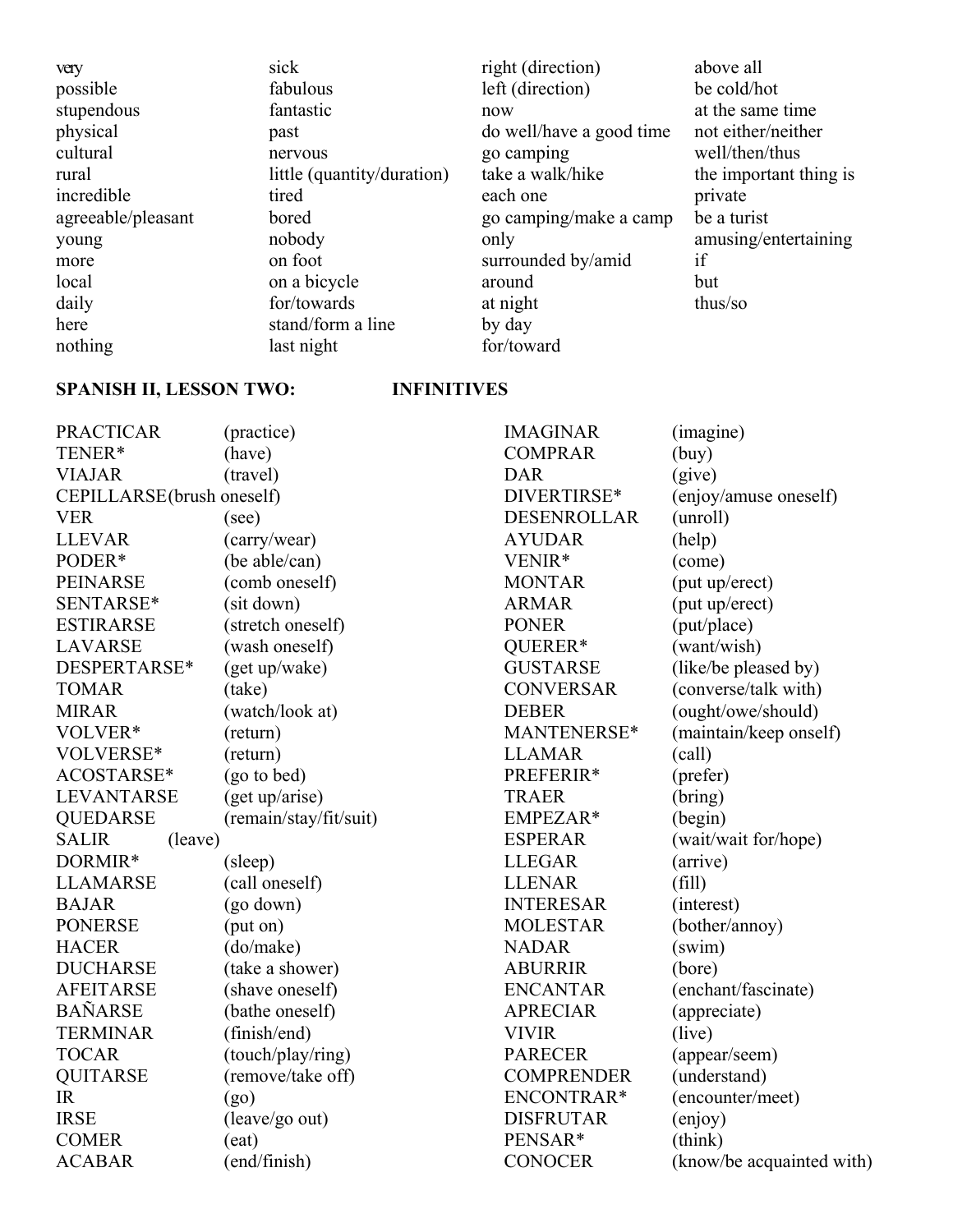very
possible
stupendous
physical
cultural
rural
incredible
agreeable/pleasant
young
more
local
daily
here
nothing

sick
fabulous
fantastic
past
nervous
little (quantity/duration)
tired
bored
nobody
on foot
on a bicycle
for/towards
stand/form a line
last night

right (direction)
left (direction)
now
do well/have a good time
go camping
take a walk/hike
each one
go camping/make a camp
only
surrounded by/amid
around
at night
by day
for/toward

above all
be cold/hot
at the same time
not either/neither
well/then/thus
the important thing is
private
be a turist
amusing/entertaining
if
but
thus/so

**SPANISH II, LESSON TWO: INFINITIVES**

PRACTICAR (practice)
TENER* (have)
VIAJAR (travel)
CEPILLARSE(brush oneself)
VER (see)
LLEVAR (carry/wear)
PODER* (be able/can)
PEINARSE (comb oneself)
SENTARSE* (sit down)
ESTIRARSE (stretch oneself)
LAVARSE (wash oneself)
DESPERTARSE* (get up/wake)
TOMAR (take)
MIRAR (watch/look at)
VOLVER* (return)
VOLVERSE* (return)
ACOSTARSE* (go to bed)
LEVANTARSE (get up/arise)
QUEDARSE (remain/stay/fit/suit)
SALIR (leave)
DORMIR* (sleep)
LLAMARSE (call oneself)
BAJAR (go down)
PONERSE (put on)
HACER (do/make)
DUCHARSE (take a shower)
AFEITARSE (shave oneself)
BAÑARSE (bathe oneself)
TERMINAR (finish/end)
TOCAR (touch/play/ring)
QUITARSE (remove/take off)
IR (go)
IRSE (leave/go out)
COMER (eat)
ACABAR (end/finish)

IMAGINAR (imagine)
COMPRAR (buy)
DAR (give)
DIVERTIRSE* (enjoy/amuse oneself)
DESENROLLAR (unroll)
AYUDAR (help)
VENIR* (come)
MONTAR (put up/erect)
ARMAR (put up/erect)
PONER (put/place)
QUERER* (want/wish)
GUSTARSE (like/be pleased by)
CONVERSAR (converse/talk with)
DEBER (ought/owe/should)
MANTENERSE* (maintain/keep onself)
LLAMAR (call)
PREFERIR* (prefer)
TRAER (bring)
EMPEZAR* (begin)
ESPERAR (wait/wait for/hope)
LLEGAR (arrive)
LLENAR (fill)
INTERESAR (interest)
MOLESTAR (bother/annoy)
NADAR (swim)
ABURRIR (bore)
ENCANTAR (enchant/fascinate)
APRECIAR (appreciate)
VIVIR (live)
PARECER (appear/seem)
COMPRENDER (understand)
ENCONTRAR* (encounter/meet)
DISFRUTAR (enjoy)
PENSAR* (think)
CONOCER (know/be acquainted with)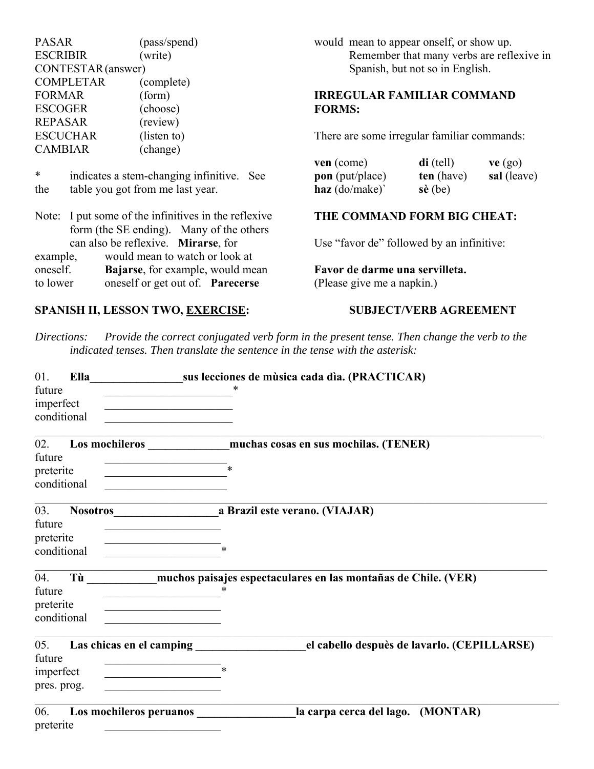PASAR (pass/spend)
ESCRIBIR (write)
CONTESTAR (answer)
COMPLETAR (complete)
FORMAR (form)
ESCOGER (choose)
REPASAR (review)
ESCUCHAR (listen to)
CAMBIAR (change)

\* indicates a stem-changing infinitive. See the table you got from me last year.

Note: I put some of the infinitives in the reflexive form (the SE ending). Many of the others can also be reflexive. **Mirarse**, for example, would mean to watch or look at oneself. **Bajarse**, for example, would mean to lower oneself or get out of. **Parecerse** would mean to appear onself, or show up. Remember that many verbs are reflexive in Spanish, but not so in English.

**IRREGULAR FAMILIAR COMMAND FORMS:**

There are some irregular familiar commands:

| | | |
|---|---|---|
| **ven** (come) | **di** (tell) | **ve** (go) |
| **pon** (put/place) | **ten** (have) | **sal** (leave) |
| **haz** (do/make)` | **sè** (be) | |

**THE COMMAND FORM BIG CHEAT:**

Use "favor de" followed by an infinitive:

**Favor de darme una servilleta.**
(Please give me a napkin.)

**SPANISH II, LESSON TWO, EXERCISE: SUBJECT/VERB AGREEMENT**

*Directions: Provide the correct conjugated verb form in the present tense. Then change the verb to the indicated tenses. Then translate the sentence in the tense with the asterisk:*

01. **Ella________________sus lecciones de mùsica cada dìa. (PRACTICAR)**
future ______________________*
imperfect ______________________
conditional ______________________

02. **Los mochileros ______________muchas cosas en sus mochilas. (TENER)**
future ______________________
preterite ______________________*
conditional ______________________

03. **Nosotros__________________a Brazil este verano. (VIAJAR)**
future ____________________
preterite ____________________
conditional ____________________*

04. **Tù ____________muchos paisajes espectaculares en las montañas de Chile. (VER)**
future ____________________*
preterite ____________________
conditional ____________________

05. **Las chicas en el camping ___________________el cabello despuès de lavarlo. (CEPILLARSE)**
future ____________________
imperfect ____________________*
pres. prog. ____________________

06. **Los mochileros peruanos _________________la carpa cerca del lago. (MONTAR)**
preterite ____________________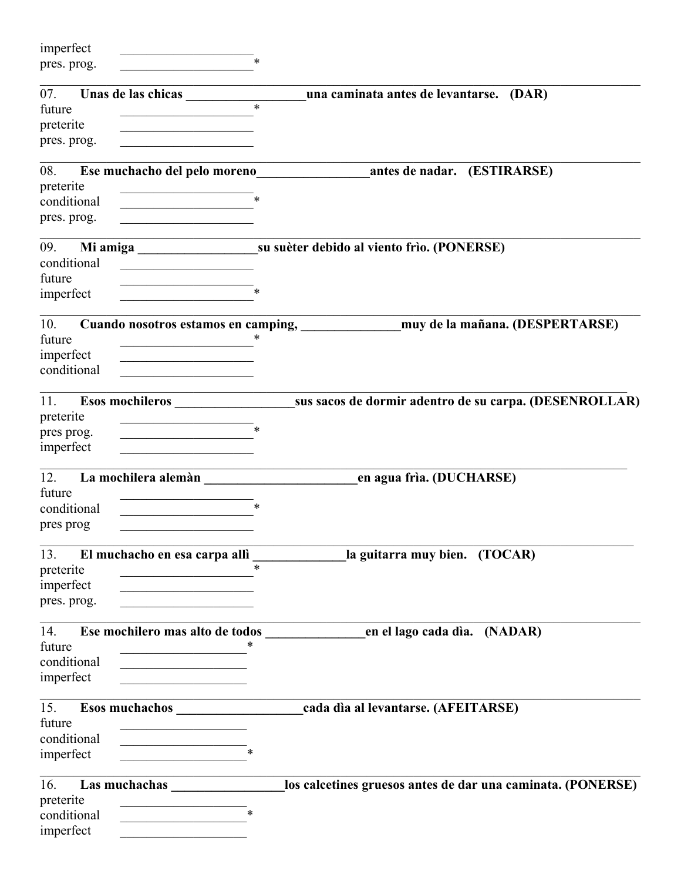imperfect ____________________
pres. prog. ____________________*

---

**07. Unas de las chicas __________________una caminata antes de levantarse. (DAR)**

future ____________________*
preterite ____________________
pres. prog. ____________________

---

**08. Ese muchacho del pelo moreno_________________antes de nadar. (ESTIRARSE)**

preterite ____________________
conditional ____________________*
pres. prog. ____________________

---

**09. Mi amiga __________________su suèter debido al viento frìo. (PONERSE)**

conditional ____________________
future ____________________
imperfect ____________________*

---

**10. Cuando nosotros estamos en camping, _______________muy de la mañana. (DESPERTARSE)**

future ____________________*
imperfect ____________________
conditional ____________________

---

**11. Esos mochileros __________________sus sacos de dormir adentro de su carpa. (DESENROLLAR)**

preterite ____________________
pres prog. ____________________*
imperfect ____________________

---

**12. La mochilera alemàn _______________________en agua frìa. (DUCHARSE)**

future ____________________
conditional ____________________*
pres prog ____________________

---

**13. El muchacho en esa carpa allì ______________la guitarra muy bien. (TOCAR)**

preterite ____________________*
imperfect ____________________
pres. prog. ____________________

---

**14. Ese mochilero mas alto de todos _______________en el lago cada dìa. (NADAR)**

future ____________________*
conditional ____________________
imperfect ____________________

---

**15. Esos muchachos ___________________cada dìa al levantarse. (AFEITARSE)**

future ____________________
conditional ____________________
imperfect ____________________*

---

**16. Las muchachas _________________los calcetines gruesos antes de dar una caminata. (PONERSE)**

preterite ____________________
conditional ____________________*
imperfect ____________________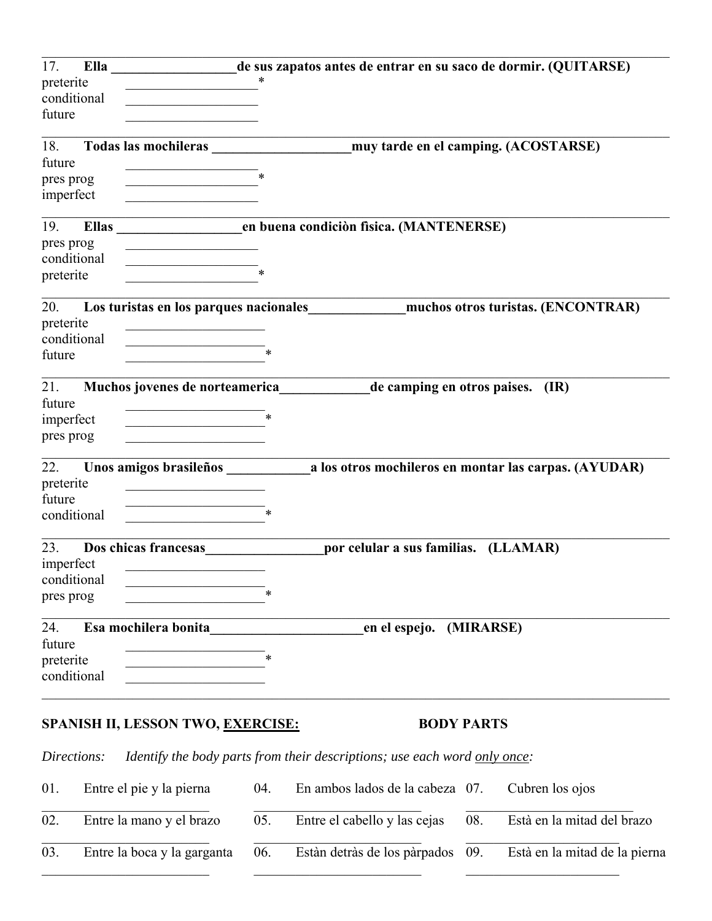17. **Ella __________________de sus zapatos antes de entrar en su saco de dormir. (QUITARSE)**

preterite ___________________*
conditional ___________________
future ___________________

18. **Todas las mochileras ____________________muy tarde en el camping. (ACOSTARSE)**

future ___________________
pres prog ___________________*
imperfect ___________________

19. **Ellas __________________en buena condiciòn fìsica. (MANTENERSE)**

pres prog ___________________
conditional ___________________
preterite ___________________*

20. **Los turistas en los parques nacionales______________muchos otros turistas. (ENCONTRAR)**

preterite ____________________
conditional ____________________
future ____________________*

21. **Muchos jovenes de norteamerica_____________de camping en otros paises. (IR)**

future ____________________
imperfect ____________________*
pres prog ____________________

22. **Unos amigos brasileños ____________a los otros mochileros en montar las carpas. (AYUDAR)**

preterite ____________________
future ____________________
conditional ____________________*

23. **Dos chicas francesas_________________por celular a sus familias. (LLAMAR)**

imperfect ____________________
conditional ____________________
pres prog ____________________*

24. **Esa mochilera bonita______________________en el espejo. (MIRARSE)**

future ____________________
preterite ____________________*
conditional ____________________

---

**SPANISH II, LESSON TWO, <u>EXERCISE:</u> BODY PARTS**

*Directions: Identify the body parts from their descriptions; use each word <u>only once</u>:*

01. Entre el pie y la pierna
_________________________

02. Entre la mano y el brazo
_________________________

03. Entre la boca y la garganta
_________________________

04. En ambos lados de la cabeza
_________________________

05. Entre el cabello y las cejas
_________________________

06. Estàn detràs de los pàrpados
_________________________

07. Cubren los ojos
_________________________

08. Està en la mitad del brazo
_________________________

09. Està en la mitad de la pierna
_________________________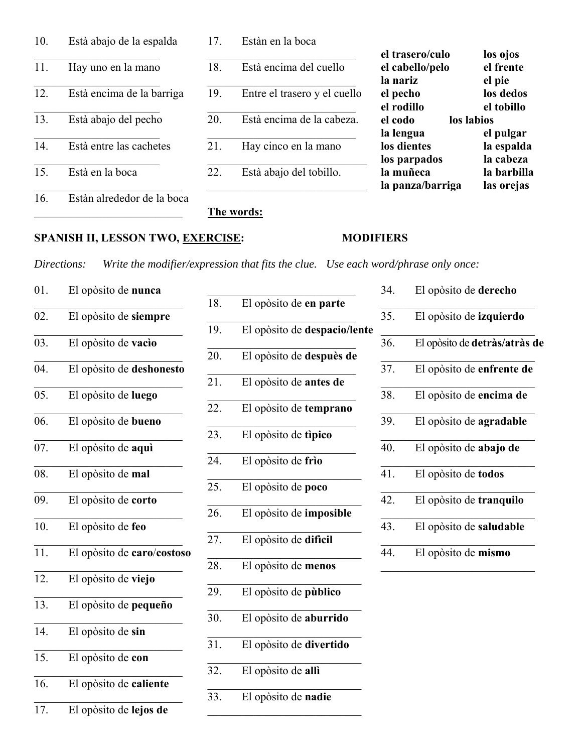10. Està abajo de la espalda
\_\_\_\_\_\_\_\_\_\_\_\_\_\_\_\_\_\_\_\_
11. Hay uno en la mano
\_\_\_\_\_\_\_\_\_\_\_\_\_\_\_\_\_\_\_\_
12. Està encima de la barriga
\_\_\_\_\_\_\_\_\_\_\_\_\_\_\_\_\_\_\_\_
13. Està abajo del pecho
\_\_\_\_\_\_\_\_\_\_\_\_\_\_\_\_\_\_\_\_
14. Està entre las cachetes
\_\_\_\_\_\_\_\_\_\_\_\_\_\_\_\_\_\_\_\_
15. Està en la boca
\_\_\_\_\_\_\_\_\_\_\_\_\_\_\_\_\_\_\_\_
16. Estàn alrededor de la boca
\_\_\_\_\_\_\_\_\_\_\_\_\_\_\_\_\_\_\_\_

17. Estàn en la boca
\_\_\_\_\_\_\_\_\_\_\_\_\_\_\_\_\_\_\_\_
18. Està encima del cuello
\_\_\_\_\_\_\_\_\_\_\_\_\_\_\_\_\_\_\_\_
19. Entre el trasero y el cuello
\_\_\_\_\_\_\_\_\_\_\_\_\_\_\_\_\_\_\_\_
20. Està encima de la cabeza.
\_\_\_\_\_\_\_\_\_\_\_\_\_\_\_\_\_\_\_\_
21. Hay cinco en la mano
\_\_\_\_\_\_\_\_\_\_\_\_\_\_\_\_\_\_\_\_
22. Està abajo del tobillo.
\_\_\_\_\_\_\_\_\_\_\_\_\_\_\_\_\_\_\_\_

**The words:**

| | |
|---|---|
| **el trasero/culo** | **los ojos** |
| **el cabello/pelo** | **el frente** |
| **la nariz** | **el pie** |
| **el pecho** | **los dedos** |
| **el rodillo** | **el tobillo** |
| **el codo** | **los labios** |
| **la lengua** | **el pulgar** |
| **los dientes** | **la espalda** |
| **los parpados** | **la cabeza** |
| **la muñeca** | **la barbilla** |
| **la panza/barriga** | **las orejas** |

## SPANISH II, LESSON TWO, EXERCISE: MODIFIERS

*Directions: Write the modifier/expression that fits the clue. Use each word/phrase only once:*

01. El opòsito de **nunca**
\_\_\_\_\_\_\_\_\_\_\_\_\_\_\_\_\_\_\_\_
02. El opòsito de **siempre**
\_\_\_\_\_\_\_\_\_\_\_\_\_\_\_\_\_\_\_\_
03. El opòsito de **vacìo**
\_\_\_\_\_\_\_\_\_\_\_\_\_\_\_\_\_\_\_\_
04. El opòsito de **deshonesto**
\_\_\_\_\_\_\_\_\_\_\_\_\_\_\_\_\_\_\_\_
05. El opòsito de **luego**
\_\_\_\_\_\_\_\_\_\_\_\_\_\_\_\_\_\_\_\_
06. El opòsito de **bueno**
\_\_\_\_\_\_\_\_\_\_\_\_\_\_\_\_\_\_\_\_
07. El opòsito de **aquì**
\_\_\_\_\_\_\_\_\_\_\_\_\_\_\_\_\_\_\_\_
08. El opòsito de **mal**
\_\_\_\_\_\_\_\_\_\_\_\_\_\_\_\_\_\_\_\_
09. El opòsito de **corto**
\_\_\_\_\_\_\_\_\_\_\_\_\_\_\_\_\_\_\_\_
10. El opòsito de **feo**
\_\_\_\_\_\_\_\_\_\_\_\_\_\_\_\_\_\_\_\_
11. El opòsito de **caro**/**costoso**
\_\_\_\_\_\_\_\_\_\_\_\_\_\_\_\_\_\_\_\_
12. El opòsito de **viejo**
\_\_\_\_\_\_\_\_\_\_\_\_\_\_\_\_\_\_\_\_
13. El opòsito de **pequeño**
\_\_\_\_\_\_\_\_\_\_\_\_\_\_\_\_\_\_\_\_
14. El opòsito de **sin**
\_\_\_\_\_\_\_\_\_\_\_\_\_\_\_\_\_\_\_\_
15. El opòsito de **con**
\_\_\_\_\_\_\_\_\_\_\_\_\_\_\_\_\_\_\_\_
16. El opòsito de **caliente**
\_\_\_\_\_\_\_\_\_\_\_\_\_\_\_\_\_\_\_\_
17. El opòsito de **lejos de**
\_\_\_\_\_\_\_\_\_\_\_\_\_\_\_\_\_\_\_\_
18. El opòsito de **en parte**
\_\_\_\_\_\_\_\_\_\_\_\_\_\_\_\_\_\_\_\_
19. El opòsito de **despacio/lente**
\_\_\_\_\_\_\_\_\_\_\_\_\_\_\_\_\_\_\_\_
20. El opòsito de **despuès de**
\_\_\_\_\_\_\_\_\_\_\_\_\_\_\_\_\_\_\_\_
21. El opòsito de **antes de**
\_\_\_\_\_\_\_\_\_\_\_\_\_\_\_\_\_\_\_\_
22. El opòsito de **temprano**
\_\_\_\_\_\_\_\_\_\_\_\_\_\_\_\_\_\_\_\_
23. El opòsito de **tìpico**
\_\_\_\_\_\_\_\_\_\_\_\_\_\_\_\_\_\_\_\_
24. El opòsito de **frìo**
\_\_\_\_\_\_\_\_\_\_\_\_\_\_\_\_\_\_\_\_
25. El opòsito de **poco**
\_\_\_\_\_\_\_\_\_\_\_\_\_\_\_\_\_\_\_\_
26. El opòsito de **imposible**
\_\_\_\_\_\_\_\_\_\_\_\_\_\_\_\_\_\_\_\_
27. El opòsito de **dificil**
\_\_\_\_\_\_\_\_\_\_\_\_\_\_\_\_\_\_\_\_
28. El opòsito de **menos**
\_\_\_\_\_\_\_\_\_\_\_\_\_\_\_\_\_\_\_\_
29. El opòsito de **pùblico**
\_\_\_\_\_\_\_\_\_\_\_\_\_\_\_\_\_\_\_\_
30. El opòsito de **aburrido**
\_\_\_\_\_\_\_\_\_\_\_\_\_\_\_\_\_\_\_\_
31. El opòsito de **divertido**
\_\_\_\_\_\_\_\_\_\_\_\_\_\_\_\_\_\_\_\_
32. El opòsito de **allì**
\_\_\_\_\_\_\_\_\_\_\_\_\_\_\_\_\_\_\_\_
33. El opòsito de **nadie**
\_\_\_\_\_\_\_\_\_\_\_\_\_\_\_\_\_\_\_\_
34. El opòsito de **derecho**
\_\_\_\_\_\_\_\_\_\_\_\_\_\_\_\_\_\_\_\_
35. El opòsito de **izquierdo**
\_\_\_\_\_\_\_\_\_\_\_\_\_\_\_\_\_\_\_\_
36. El opòsito de **detràs/atràs de**
\_\_\_\_\_\_\_\_\_\_\_\_\_\_\_\_\_\_\_\_
37. El opòsito de **enfrente de**
\_\_\_\_\_\_\_\_\_\_\_\_\_\_\_\_\_\_\_\_
38. El opòsito de **encima de**
\_\_\_\_\_\_\_\_\_\_\_\_\_\_\_\_\_\_\_\_
39. El opòsito de **agradable**
\_\_\_\_\_\_\_\_\_\_\_\_\_\_\_\_\_\_\_\_
40. El opòsito de **abajo de**
\_\_\_\_\_\_\_\_\_\_\_\_\_\_\_\_\_\_\_\_
41. El opòsito de **todos**
\_\_\_\_\_\_\_\_\_\_\_\_\_\_\_\_\_\_\_\_
42. El opòsito de **tranquilo**
\_\_\_\_\_\_\_\_\_\_\_\_\_\_\_\_\_\_\_\_
43. El opòsito de **saludable**
\_\_\_\_\_\_\_\_\_\_\_\_\_\_\_\_\_\_\_\_
44. El opòsito de **mismo**
\_\_\_\_\_\_\_\_\_\_\_\_\_\_\_\_\_\_\_\_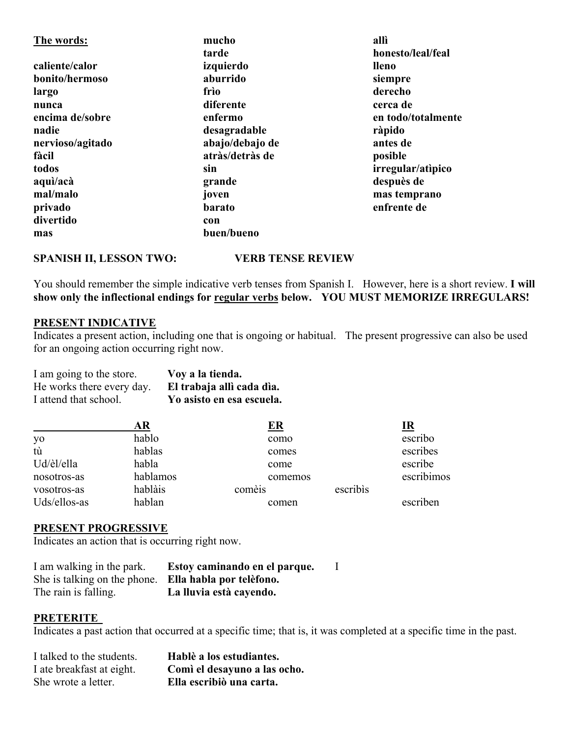**The words:**

| | | |
|---|---|---|
| | **mucho** | **allì** |
| | **tarde** | **honesto/leal/feal** |
| **caliente/calor** | **izquierdo** | **lleno** |
| **bonito/hermoso** | **aburrido** | **siempre** |
| **largo** | **frìo** | **derecho** |
| **nunca** | **diferente** | **cerca de** |
| **encima de/sobre** | **enfermo** | **en todo/totalmente** |
| **nadie** | **desagradable** | **ràpido** |
| **nervioso/agitado** | **abajo/debajo de** | **antes de** |
| **fàcil** | **atràs/detràs de** | **posible** |
| **todos** | **sin** | **irregular/atìpico** |
| **aquì/acà** | **grande** | **despuès de** |
| **mal/malo** | **joven** | **mas temprano** |
| **privado** | **barato** | **enfrente de** |
| **divertido** | **con** | |
| **mas** | **buen/bueno** | |

**SPANISH II, LESSON TWO: VERB TENSE REVIEW**

You should remember the simple indicative verb tenses from Spanish I. However, here is a short review. **I will show only the inflectional endings for <u>regular verbs</u> below. YOU MUST MEMORIZE IRREGULARS!**

## <u>PRESENT INDICATIVE</u>

Indicates a present action, including one that is ongoing or habitual. The present progressive can also be used for an ongoing action occurring right now.

| | |
|---|---|
| I am going to the store. | **Voy a la tienda.** |
| He works there every day. | **El trabaja allì cada dìa.** |
| I attend that school. | **Yo asisto en esa escuela.** |

| | AR | ER | IR |
|---|---|---|---|
| yo | hablo | como | escribo |
| tù | hablas | comes | escribes |
| Ud/èl/ella | habla | come | escribe |
| nosotros-as | hablamos | comemos | escribimos |
| vosotros-as | hablàis | comèis | escribìs |
| Uds/ellos-as | hablan | comen | escriben |

## <u>PRESENT PROGRESSIVE</u>

Indicates an action that is occurring right now.

| | |
|---|---|
| I am walking in the park. | **Estoy caminando en el parque.** I |
| She is talking on the phone. | **Ella habla por telèfono.** |
| The rain is falling. | **La lluvia està cayendo.** |

## <u>PRETERITE</u>

Indicates a past action that occurred at a specific time; that is, it was completed at a specific time in the past.

| | |
|---|---|
| I talked to the students. | **Hablè a los estudiantes.** |
| I ate breakfast at eight. | **Comì el desayuno a las ocho.** |
| She wrote a letter. | **Ella escribiò una carta.** |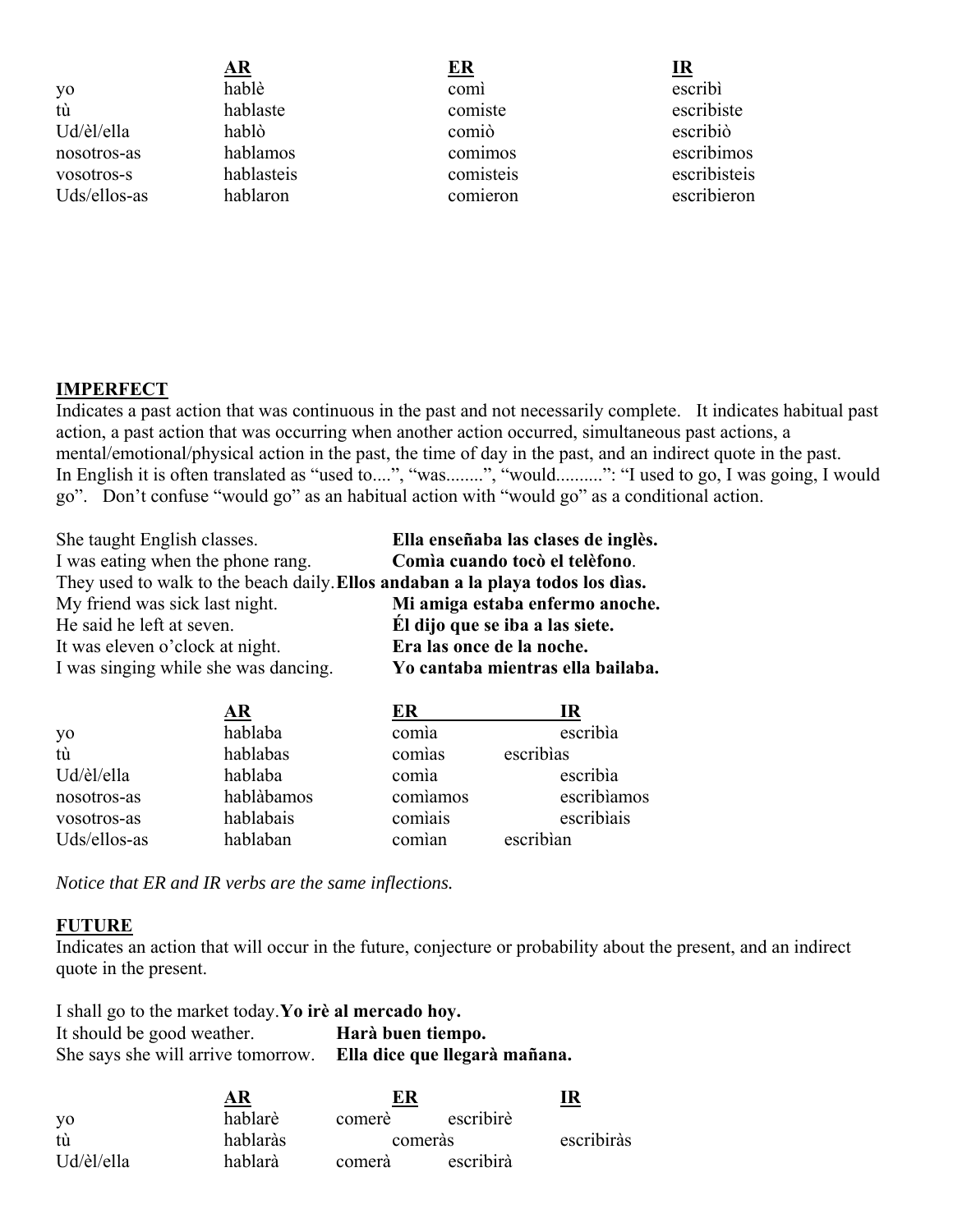| | AR | ER | IR |
|---|---|---|---|
| yo | hablè | comì | escribì |
| tù | hablaste | comiste | escribiste |
| Ud/èl/ella | hablò | comiò | escribiò |
| nosotros-as | hablamos | comimos | escribimos |
| vosotros-s | hablasteis | comisteis | escribisteis |
| Uds/ellos-as | hablaron | comieron | escribieron |

**IMPERFECT**

Indicates a past action that was continuous in the past and not necessarily complete. It indicates habitual past action, a past action that was occurring when another action occurred, simultaneous past actions, a mental/emotional/physical action in the past, the time of day in the past, and an indirect quote in the past. In English it is often translated as "used to....", "was........", "would..........": "I used to go, I was going, I would go". Don't confuse "would go" as an habitual action with "would go" as a conditional action.

| | |
|---|---|
| She taught English classes. | **Ella enseñaba las clases de inglès.** |
| I was eating when the phone rang. | **Comìa cuando tocò el telèfono**. |
| They used to walk to the beach daily. | **Ellos andaban a la playa todos los dìas.** |
| My friend was sick last night. | **Mi amiga estaba enfermo anoche.** |
| He said he left at seven. | **Él dijo que se iba a las siete.** |
| It was eleven o'clock at night. | **Era las once de la noche.** |
| I was singing while she was dancing. | **Yo cantaba mientras ella bailaba.** |

| | AR | ER | IR |
|---|---|---|---|
| yo | hablaba | comìa | escribìa |
| tù | hablabas | comìas | escribìas |
| Ud/èl/ella | hablaba | comìa | escribìa |
| nosotros-as | hablàbamos | comìamos | escribìamos |
| vosotros-as | hablabais | comìais | escribìais |
| Uds/ellos-as | hablaban | comìan | escribìan |

*Notice that ER and IR verbs are the same inflections.*

**FUTURE**

Indicates an action that will occur in the future, conjecture or probability about the present, and an indirect quote in the present.

| | |
|---|---|
| I shall go to the market today. | **Yo irè al mercado hoy.** |
| It should be good weather. | **Harà buen tiempo.** |
| She says she will arrive tomorrow. | **Ella dice que llegarà mañana.** |

| | AR | ER | IR |
|---|---|---|---|
| yo | hablarè | comerè | escribirè |
| tù | hablaràs | comeràs | escribiràs |
| Ud/èl/ella | hablarà | comerà | escribirà |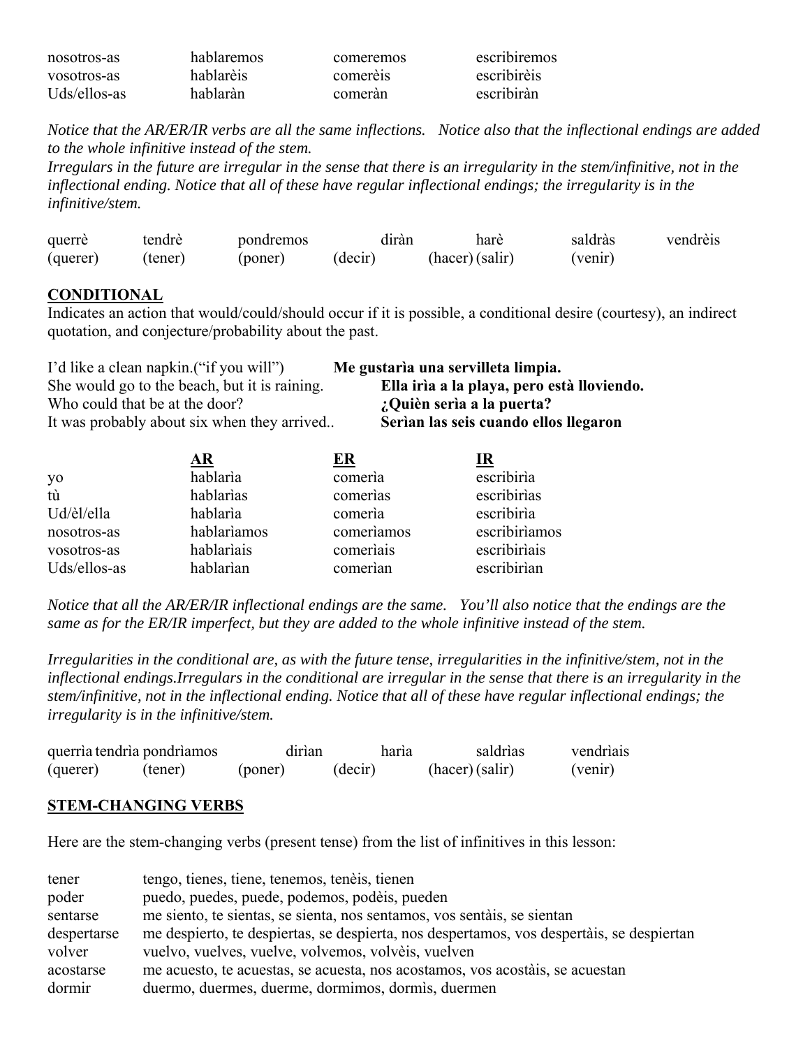| | | | |
|---|---|---|---|
| nosotros-as | hablaremos | comeremos | escribiremos |
| vosotros-as | hablarèis | comerèis | escribirèis |
| Uds/ellos-as | hablaràn | comeràn | escribiràn |

*Notice that the AR/ER/IR verbs are all the same inflections. Notice also that the inflectional endings are added to the whole infinitive instead of the stem.*
*Irregulars in the future are irregular in the sense that there is an irregularity in the stem/infinitive, not in the inflectional ending. Notice that all of these have regular inflectional endings; the irregularity is in the infinitive/stem.*

| querrè | tendrè | pondremos | diràn | harè | saldràs | vendrèis |
|---|---|---|---|---|---|---|
| (querer) | (tener) | (poner) | (decir) | (hacer) | (salir) | (venir) |

## CONDITIONAL

Indicates an action that would/could/should occur if it is possible, a conditional desire (courtesy), an indirect quotation, and conjecture/probability about the past.

| | |
|---|---|
| I'd like a clean napkin.("if you will") | **Me gustarìa una servilleta limpia.** |
| She would go to the beach, but it is raining. | **Ella irìa a la playa, pero està lloviendo.** |
| Who could that be at the door? | **¿Quièn serìa a la puerta?** |
| It was probably about six when they arrived.. | **Serìan las seis cuando ellos llegaron** |

| | AR | ER | IR |
|---|---|---|---|
| yo | hablarìa | comerìa | escribirìa |
| tù | hablarìas | comerìas | escribirìas |
| Ud/èl/ella | hablarìa | comerìa | escribirìa |
| nosotros-as | hablarìamos | comerìamos | escribirìamos |
| vosotros-as | hablarìais | comerìais | escribirìais |
| Uds/ellos-as | hablarìan | comerìan | escribirìan |

*Notice that all the AR/ER/IR inflectional endings are the same. You'll also notice that the endings are the same as for the ER/IR imperfect, but they are added to the whole infinitive instead of the stem.*

*Irregularities in the conditional are, as with the future tense, irregularities in the infinitive/stem, not in the inflectional endings.Irregulars in the conditional are irregular in the sense that there is an irregularity in the stem/infinitive, not in the inflectional ending. Notice that all of these have regular inflectional endings; the irregularity is in the infinitive/stem.*

| querrìa | tendrìa | pondrìamos | dirìan | harìa | saldrìas | vendrìais |
|---|---|---|---|---|---|---|
| (querer) | (tener) | (poner) | (decir) | (hacer) | (salir) | (venir) |

## STEM-CHANGING VERBS

Here are the stem-changing verbs (present tense) from the list of infinitives in this lesson:

| | |
|---|---|
| tener | tengo, tienes, tiene, tenemos, tenèis, tienen |
| poder | puedo, puedes, puede, podemos, podèis, pueden |
| sentarse | me siento, te sientas, se sienta, nos sentamos, vos sentàis, se sientan |
| despertarse | me despierto, te despiertas, se despierta, nos despertamos, vos despertàis, se despiertan |
| volver | vuelvo, vuelves, vuelve, volvemos, volvèis, vuelven |
| acostarse | me acuesto, te acuestas, se acuesta, nos acostamos, vos acostàis, se acuestan |
| dormir | duermo, duermes, duerme, dormimos, dormìs, duermen |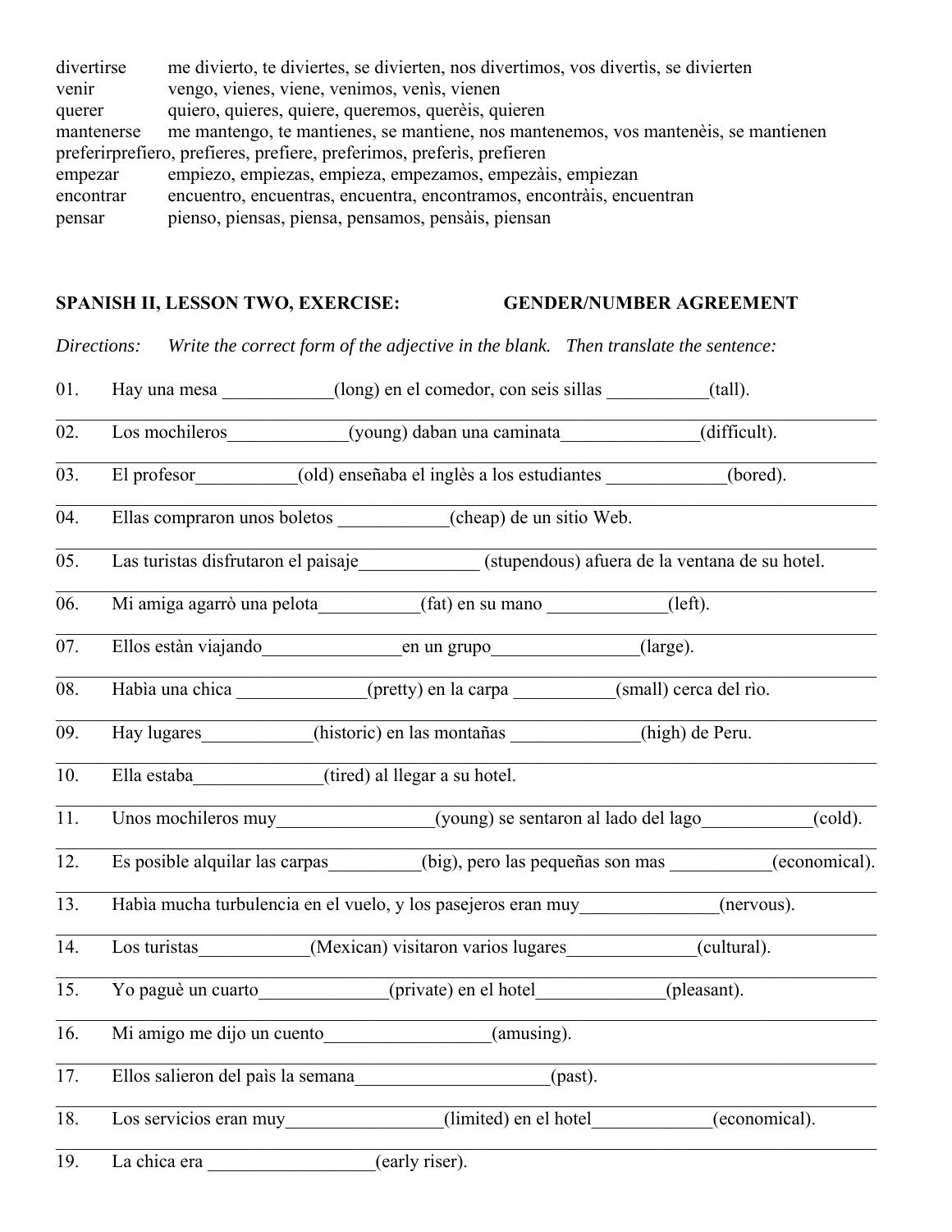divertirse me divierto, te diviertes, se divierten, nos divertimos, vos divertìs, se divierten
venir vengo, vienes, viene, venimos, venìs, vienen
querer quiero, quieres, quiere, queremos, querèis, quieren
mantenerse me mantengo, te mantienes, se mantiene, nos mantenemos, vos mantenèis, se mantienen
preferirprefiero, prefieres, prefiere, preferimos, preferìs, prefieren
empezar empiezo, empiezas, empieza, empezamos, empezàis, empiezan
encontrar encuentro, encuentras, encuentra, encontramos, encontràis, encuentran
pensar pienso, piensas, piensa, pensamos, pensàis, piensan

**SPANISH II, LESSON TWO, EXERCISE: GENDER/NUMBER AGREEMENT**

*Directions: Write the correct form of the adjective in the blank. Then translate the sentence:*

01. Hay una mesa ____________(long) en el comedor, con seis sillas ___________(tall).

______________________________________________________________________

02. Los mochileros_____________(young) daban una caminata_______________(difficult).

______________________________________________________________________

03. El profesor___________(old) enseñaba el inglès a los estudiantes _____________(bored).

______________________________________________________________________

04. Ellas compraron unos boletos ____________(cheap) de un sitio Web.

______________________________________________________________________

05. Las turistas disfrutaron el paisaje_____________ (stupendous) afuera de la ventana de su hotel.

______________________________________________________________________

06. Mi amiga agarrò una pelota___________(fat) en su mano _____________(left).

______________________________________________________________________

07. Ellos estàn viajando_______________en un grupo________________(large).

______________________________________________________________________

08. Habìa una chica ______________(pretty) en la carpa ___________(small) cerca del rìo.

______________________________________________________________________

09. Hay lugares____________(historic) en las montañas ______________(high) de Peru.

______________________________________________________________________

10. Ella estaba______________(tired) al llegar a su hotel.

______________________________________________________________________

11. Unos mochileros muy_________________(young) se sentaron al lado del lago____________(cold).

______________________________________________________________________

12. Es posible alquilar las carpas__________(big), pero las pequeñas son mas ___________(economical).

______________________________________________________________________

13. Habìa mucha turbulencia en el vuelo, y los pasejeros eran muy_______________(nervous).

______________________________________________________________________

14. Los turistas____________(Mexican) visitaron varios lugares______________(cultural).

______________________________________________________________________

15. Yo paguè un cuarto______________(private) en el hotel_____________(pleasant).

______________________________________________________________________

16. Mi amigo me dijo un cuento__________________(amusing).

______________________________________________________________________

17. Ellos salieron del paìs la semana_____________________(past).

______________________________________________________________________

18. Los servicios eran muy_________________(limited) en el hotel_____________(economical).

______________________________________________________________________

19. La chica era __________________(early riser).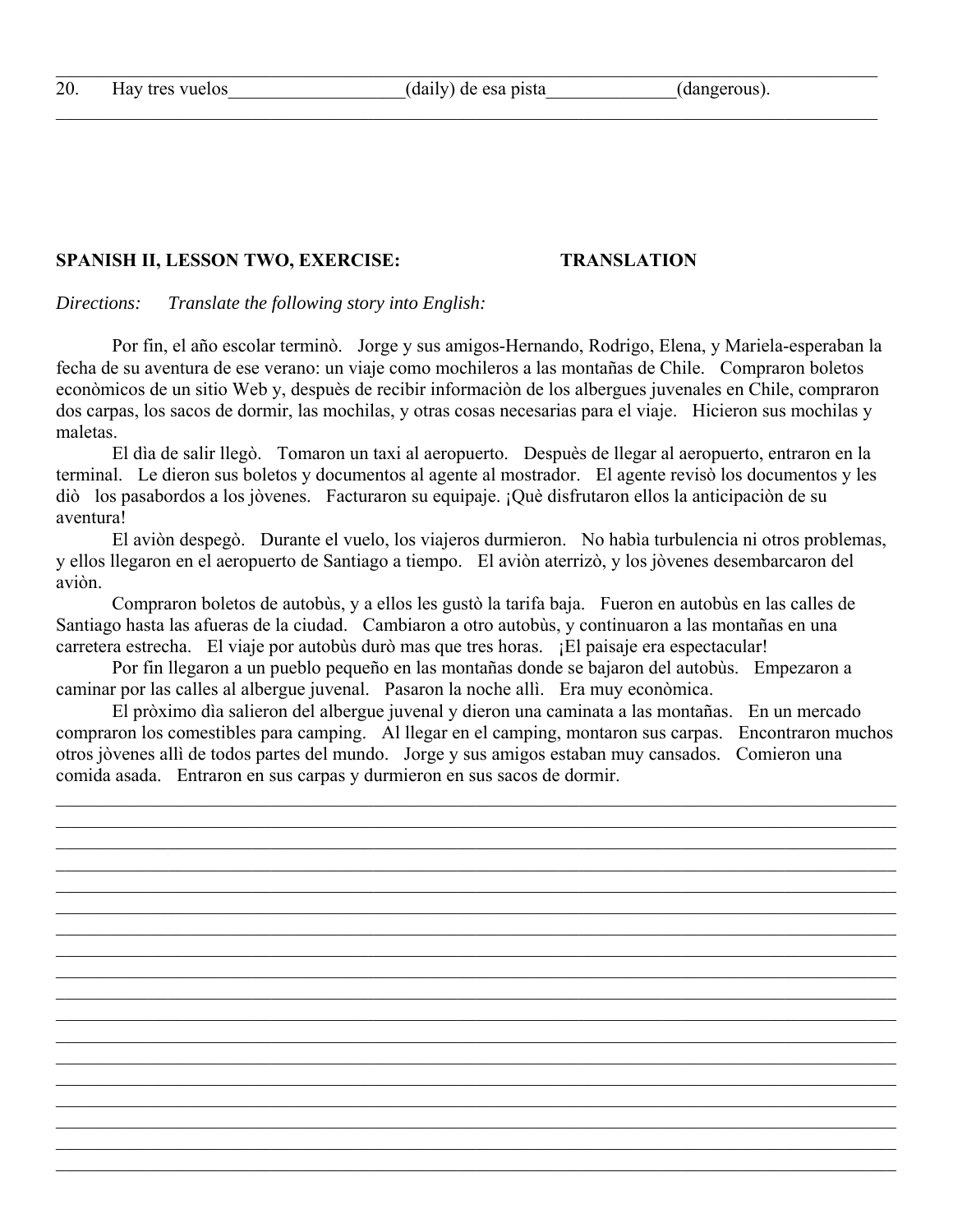20. Hay tres vuelos___________________(daily) de esa pista______________(dangerous).

**SPANISH II, LESSON TWO, EXERCISE: TRANSLATION**

*Directions: Translate the following story into English:*

Por fin, el año escolar terminò. Jorge y sus amigos-Hernando, Rodrigo, Elena, y Mariela-esperaban la fecha de su aventura de ese verano: un viaje como mochileros a las montañas de Chile. Compraron boletos econòmicos de un sitio Web y, despuès de recibir informaciòn de los albergues juvenales en Chile, compraron dos carpas, los sacos de dormir, las mochilas, y otras cosas necesarias para el viaje. Hicieron sus mochilas y maletas.

El dìa de salir llegò. Tomaron un taxi al aeropuerto. Despuès de llegar al aeropuerto, entraron en la terminal. Le dieron sus boletos y documentos al agente al mostrador. El agente revisò los documentos y les diò los pasabordos a los jòvenes. Facturaron su equipaje. ¡Què disfrutaron ellos la anticipaciòn de su aventura!

El aviòn despegò. Durante el vuelo, los viajeros durmieron. No habìa turbulencia ni otros problemas, y ellos llegaron en el aeropuerto de Santiago a tiempo. El aviòn aterrizò, y los jòvenes desembarcaron del aviòn.

Compraron boletos de autobùs, y a ellos les gustò la tarifa baja. Fueron en autobùs en las calles de Santiago hasta las afueras de la ciudad. Cambiaron a otro autobùs, y continuaron a las montañas en una carretera estrecha. El viaje por autobùs durò mas que tres horas. ¡El paisaje era espectacular!

Por fin llegaron a un pueblo pequeño en las montañas donde se bajaron del autobùs. Empezaron a caminar por las calles al albergue juvenal. Pasaron la noche allì. Era muy econòmica.

El pròximo dìa salieron del albergue juvenal y dieron una caminata a las montañas. En un mercado compraron los comestibles para camping. Al llegar en el camping, montaron sus carpas. Encontraron muchos otros jòvenes allì de todos partes del mundo. Jorge y sus amigos estaban muy cansados. Comieron una comida asada. Entraron en sus carpas y durmieron en sus sacos de dormir.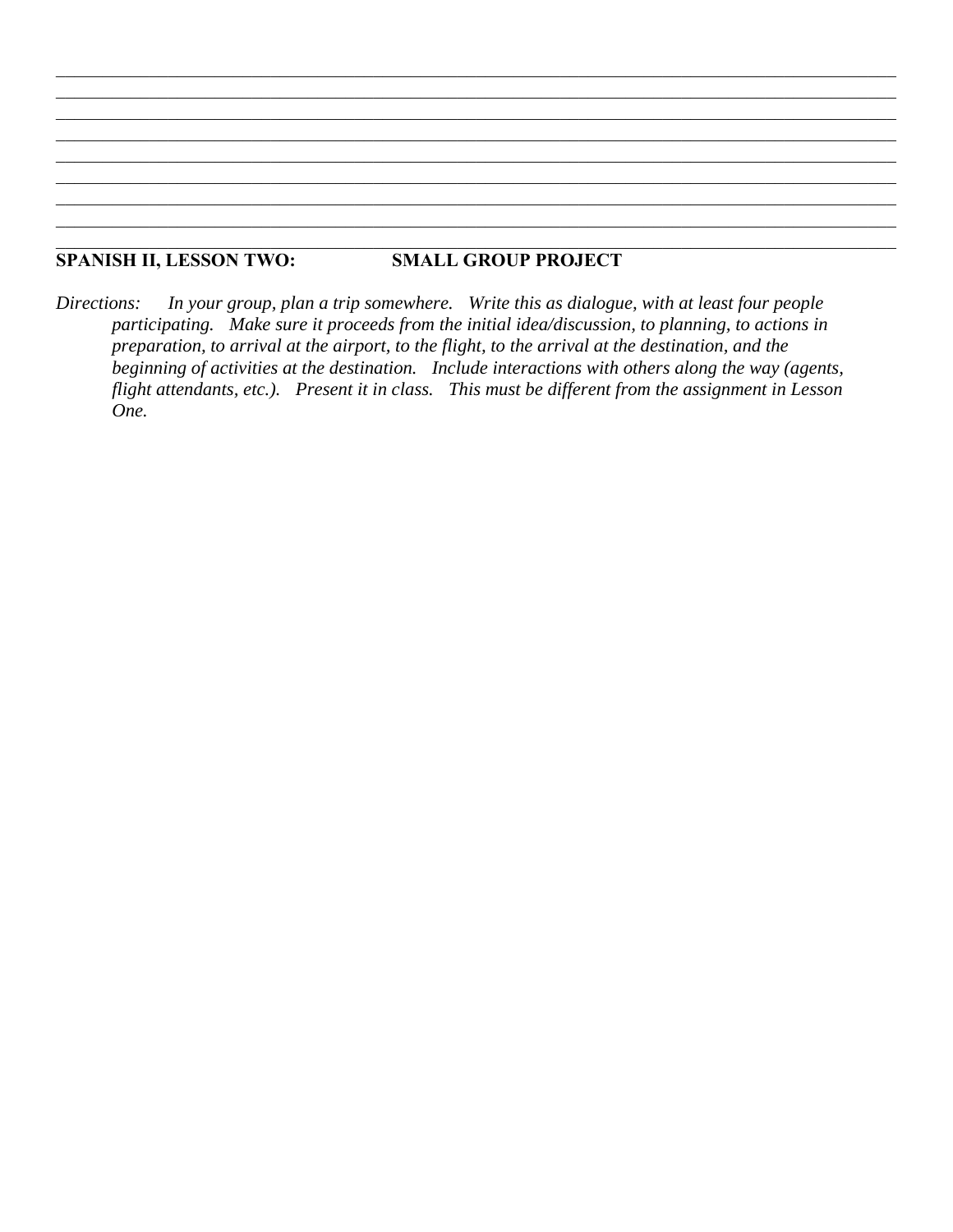**SPANISH II, LESSON TWO: SMALL GROUP PROJECT**

*Directions: In your group, plan a trip somewhere. Write this as dialogue, with at least four people participating. Make sure it proceeds from the initial idea/discussion, to planning, to actions in preparation, to arrival at the airport, to the flight, to the arrival at the destination, and the beginning of activities at the destination. Include interactions with others along the way (agents, flight attendants, etc.). Present it in class. This must be different from the assignment in Lesson One.*